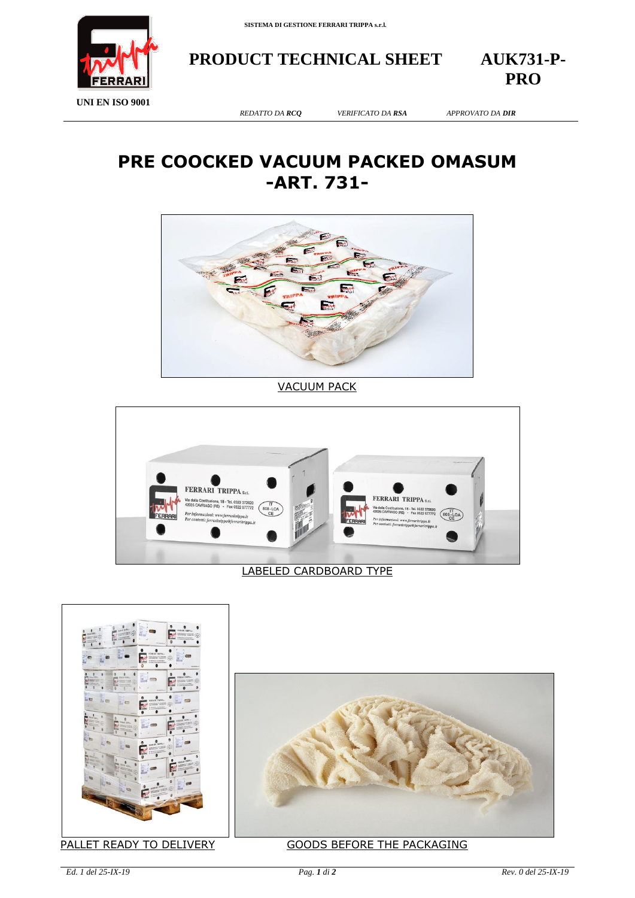SISTEMA DI GESTIONE FERRARI TRIPPA s.r.l.

UNI EN ISO 9001

**PRODUCT TECHNICAL SHEET** **AUK731-P-PRO**

*REDATTO DA **RCQ*** *VERIFICATO DA **RSA*** *APPROVATO DA **DIR***

# PRE COOCKED VACUUM PACKED OMASUM -ART. 731-

VACUUM PACK

LABELED CARDBOARD TYPE

PALLET READY TO DELIVERY

GOODS BEFORE THE PACKAGING

*Ed. 1 del 25-IX-19* *Rev. 0 del 25-IX-19*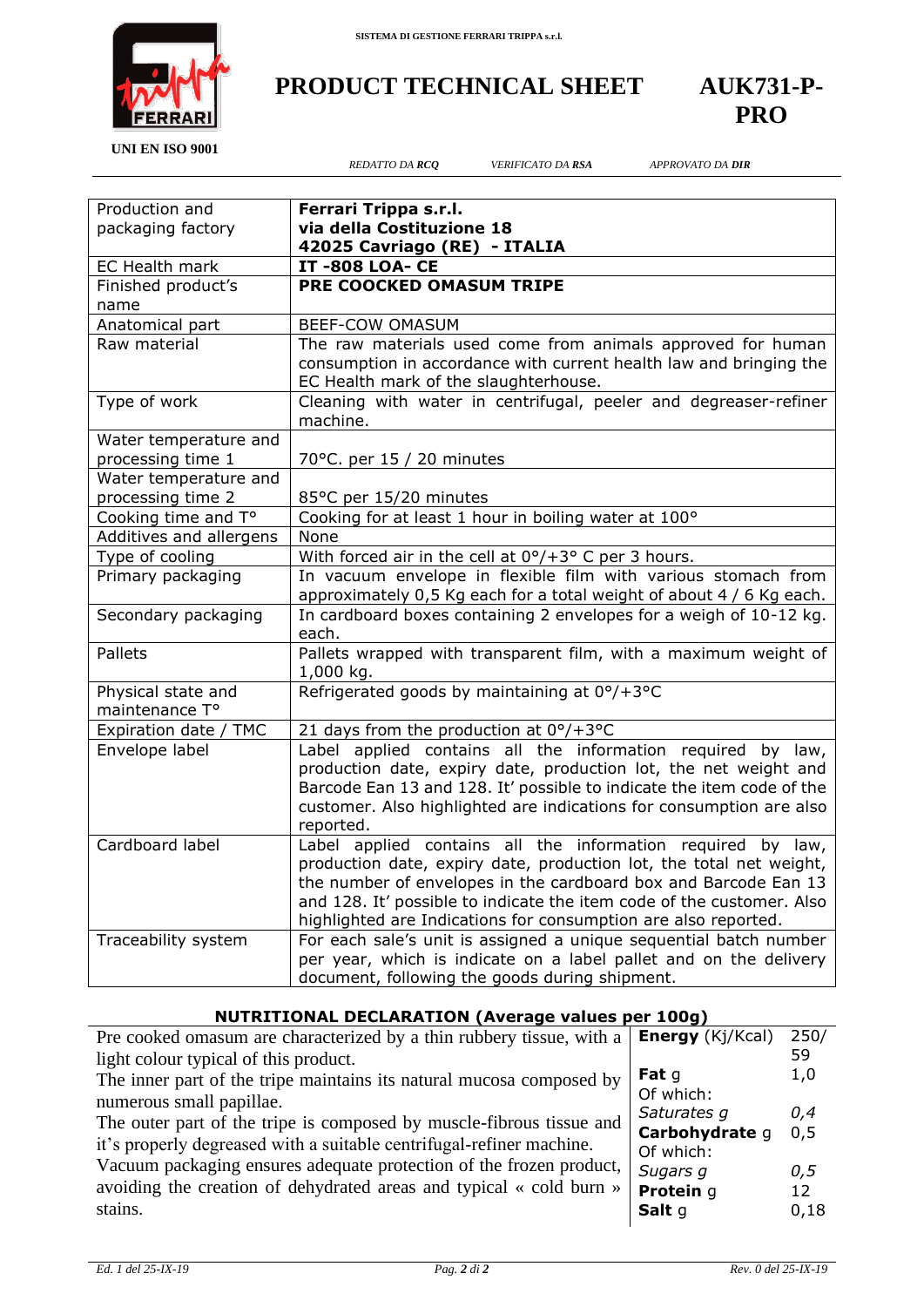SISTEMA DI GESTIONE FERRARI TRIPPA s.r.l.

UNI EN ISO 9001

# PRODUCT TECHNICAL SHEET AUK731-P-PRO

*REDATTO DA **RCQ*** *VERIFICATO DA **RSA*** *APPROVATO DA **DIR***

| | |
|---|---|
| Production and packaging factory | **Ferrari Trippa s.r.l. via della Costituzione 18 42025 Cavriago (RE) - ITALIA** |
| EC Health mark | **IT -808 LOA- CE** |
| Finished product's name | **PRE COOCKED OMASUM TRIPE** |
| Anatomical part | BEEF-COW OMASUM |
| Raw material | The raw materials used come from animals approved for human consumption in accordance with current health law and bringing the EC Health mark of the slaughterhouse. |
| Type of work | Cleaning with water in centrifugal, peeler and degreaser-refiner machine. |
| Water temperature and processing time 1 | 70°C. per 15 / 20 minutes |
| Water temperature and processing time 2 | 85°C per 15/20 minutes |
| Cooking time and T° | Cooking for at least 1 hour in boiling water at 100° |
| Additives and allergens | None |
| Type of cooling | With forced air in the cell at 0°/+3° C per 3 hours. |
| Primary packaging | In vacuum envelope in flexible film with various stomach from approximately 0,5 Kg each for a total weight of about 4 / 6 Kg each. |
| Secondary packaging | In cardboard boxes containing 2 envelopes for a weigh of 10-12 kg. each. |
| Pallets | Pallets wrapped with transparent film, with a maximum weight of 1,000 kg. |
| Physical state and maintenance T° | Refrigerated goods by maintaining at 0°/+3°C |
| Expiration date / TMC | 21 days from the production at 0°/+3°C |
| Envelope label | Label applied contains all the information required by law, production date, expiry date, production lot, the net weight and Barcode Ean 13 and 128. It' possible to indicate the item code of the customer. Also highlighted are indications for consumption are also reported. |
| Cardboard label | Label applied contains all the information required by law, production date, expiry date, production lot, the total net weight, the number of envelopes in the cardboard box and Barcode Ean 13 and 128. It' possible to indicate the item code of the customer. Also highlighted are Indications for consumption are also reported. |
| Traceability system | For each sale's unit is assigned a unique sequential batch number per year, which is indicate on a label pallet and on the delivery document, following the goods during shipment. |

## NUTRITIONAL DECLARATION (Average values per 100g)

Pre cooked omasum are characterized by a thin rubbery tissue, with a light colour typical of this product.
The inner part of the tripe maintains its natural mucosa composed by numerous small papillae.
The outer part of the tripe is composed by muscle-fibrous tissue and it's properly degreased with a suitable centrifugal-refiner machine.
Vacuum packaging ensures adequate protection of the frozen product, avoiding the creation of dehydrated areas and typical « cold burn » stains.

| | |
|---|---|
| **Energy** (Kj/Kcal) | 250/ 59 |
| **Fat** g | 1,0 |
| Of which: | |
| *Saturates g* | *0,4* |
| **Carbohydrate** g | 0,5 |
| Of which: | |
| *Sugars g* | *0,5* |
| **Protein** g | 12 |
| **Salt** g | 0,18 |

*Ed. 1 del 25-IX-19* *Rev. 0 del 25-IX-19*